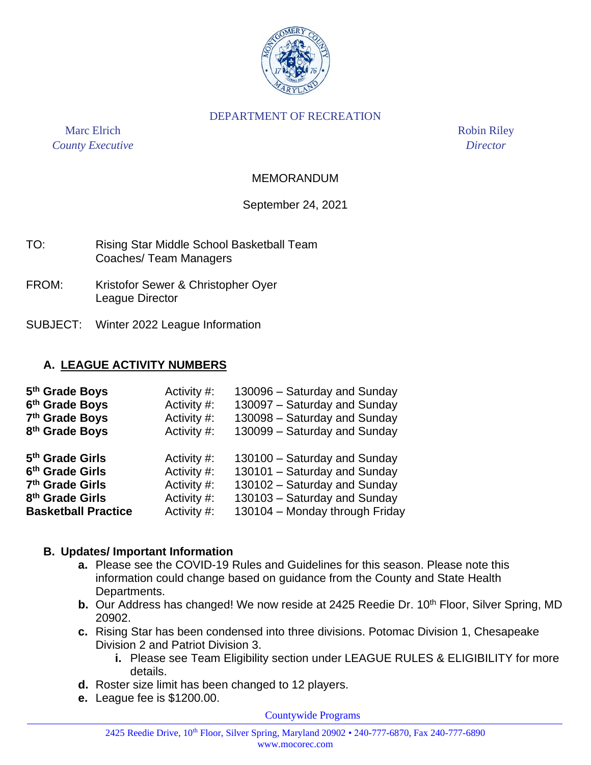DEPARTMENT OF RECREATION

Marc Elrich
*County Executive*

Robin Riley
*Director*

MEMORANDUM

September 24, 2021

TO: Rising Star Middle School Basketball Team Coaches/ Team Managers

FROM: Kristofor Sewer & Christopher Oyer
League Director

SUBJECT: Winter 2022 League Information

## A. LEAGUE ACTIVITY NUMBERS

| | | |
|---|---|---|
| **5th Grade Boys** | Activity #: | 130096 – Saturday and Sunday |
| **6th Grade Boys** | Activity #: | 130097 – Saturday and Sunday |
| **7th Grade Boys** | Activity #: | 130098 – Saturday and Sunday |
| **8th Grade Boys** | Activity #: | 130099 – Saturday and Sunday |
| **5th Grade Girls** | Activity #: | 130100 – Saturday and Sunday |
| **6th Grade Girls** | Activity #: | 130101 – Saturday and Sunday |
| **7th Grade Girls** | Activity #: | 130102 – Saturday and Sunday |
| **8th Grade Girls** | Activity #: | 130103 – Saturday and Sunday |
| **Basketball Practice** | Activity #: | 130104 – Monday through Friday |

## B. Updates/ Important Information

a. Please see the COVID-19 Rules and Guidelines for this season. Please note this information could change based on guidance from the County and State Health Departments.

b. Our Address has changed! We now reside at 2425 Reedie Dr. 10th Floor, Silver Spring, MD 20902.

c. Rising Star has been condensed into three divisions. Potomac Division 1, Chesapeake Division 2 and Patriot Division 3.
   i. Please see Team Eligibility section under LEAGUE RULES & ELIGIBILITY for more details.

d. Roster size limit has been changed to 12 players.

e. League fee is $1200.00.

Countywide Programs

2425 Reedie Drive, 10th Floor, Silver Spring, Maryland 20902 • 240-777-6870, Fax 240-777-6890
www.mocorec.com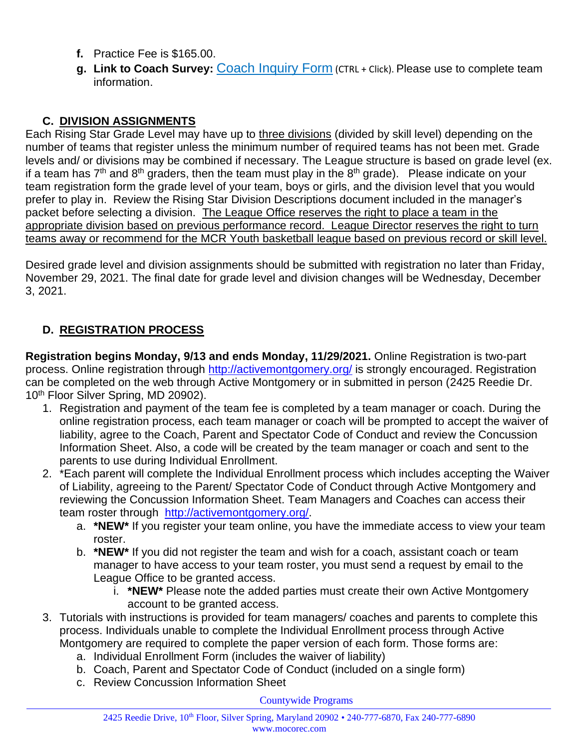- **f.** Practice Fee is $165.00.
- **g.** **Link to Coach Survey:** [Coach Inquiry Form](#) (CTRL + Click). Please use to complete team information.

## C. DIVISION ASSIGNMENTS

Each Rising Star Grade Level may have up to three divisions (divided by skill level) depending on the number of teams that register unless the minimum number of required teams has not been met. Grade levels and/ or divisions may be combined if necessary. The League structure is based on grade level (ex. if a team has 7th and 8th graders, then the team must play in the 8th grade). Please indicate on your team registration form the grade level of your team, boys or girls, and the division level that you would prefer to play in. Review the Rising Star Division Descriptions document included in the manager's packet before selecting a division. The League Office reserves the right to place a team in the appropriate division based on previous performance record. League Director reserves the right to turn teams away or recommend for the MCR Youth basketball league based on previous record or skill level.

Desired grade level and division assignments should be submitted with registration no later than Friday, November 29, 2021. The final date for grade level and division changes will be Wednesday, December 3, 2021.

## D. REGISTRATION PROCESS

**Registration begins Monday, 9/13 and ends Monday, 11/29/2021.** Online Registration is two-part process. Online registration through http://activemontgomery.org/ is strongly encouraged. Registration can be completed on the web through Active Montgomery or in submitted in person (2425 Reedie Dr. 10th Floor Silver Spring, MD 20902).

1. Registration and payment of the team fee is completed by a team manager or coach. During the online registration process, each team manager or coach will be prompted to accept the waiver of liability, agree to the Coach, Parent and Spectator Code of Conduct and review the Concussion Information Sheet. Also, a code will be created by the team manager or coach and sent to the parents to use during Individual Enrollment.
2. *Each parent will complete the Individual Enrollment process which includes accepting the Waiver of Liability, agreeing to the Parent/ Spectator Code of Conduct through Active Montgomery and reviewing the Concussion Information Sheet. Team Managers and Coaches can access their team roster through http://activemontgomery.org/.
   a. ***NEW*** If you register your team online, you have the immediate access to view your team roster.
   b. ***NEW*** If you did not register the team and wish for a coach, assistant coach or team manager to have access to your team roster, you must send a request by email to the League Office to be granted access.
      i. ***NEW*** Please note the added parties must create their own Active Montgomery account to be granted access.
3. Tutorials with instructions is provided for team managers/ coaches and parents to complete this process. Individuals unable to complete the Individual Enrollment process through Active Montgomery are required to complete the paper version of each form. Those forms are:
   a. Individual Enrollment Form (includes the waiver of liability)
   b. Coach, Parent and Spectator Code of Conduct (included on a single form)
   c. Review Concussion Information Sheet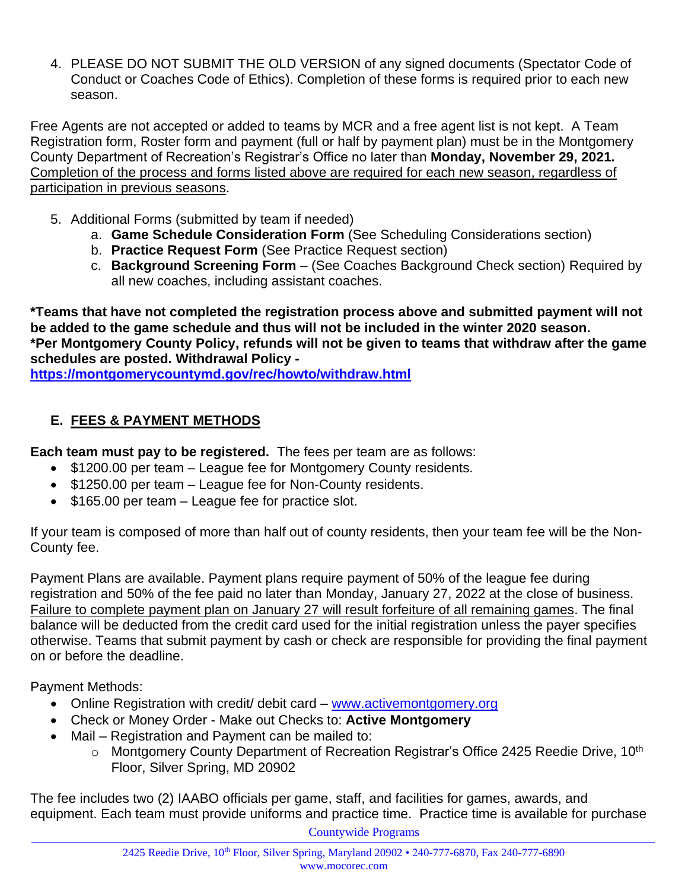4. PLEASE DO NOT SUBMIT THE OLD VERSION of any signed documents (Spectator Code of Conduct or Coaches Code of Ethics). Completion of these forms is required prior to each new season.

Free Agents are not accepted or added to teams by MCR and a free agent list is not kept. A Team Registration form, Roster form and payment (full or half by payment plan) must be in the Montgomery County Department of Recreation's Registrar's Office no later than **Monday, November 29, 2021.** Completion of the process and forms listed above are required for each new season, regardless of participation in previous seasons.

5. Additional Forms (submitted by team if needed)
   a. **Game Schedule Consideration Form** (See Scheduling Considerations section)
   b. **Practice Request Form** (See Practice Request section)
   c. **Background Screening Form** – (See Coaches Background Check section) Required by all new coaches, including assistant coaches.

**\*Teams that have not completed the registration process above and submitted payment will not be added to the game schedule and thus will not be included in the winter 2020 season.**
**\*Per Montgomery County Policy, refunds will not be given to teams that withdraw after the game schedules are posted. Withdrawal Policy -**
**https://montgomerycountymd.gov/rec/howto/withdraw.html**

## E. FEES & PAYMENT METHODS

**Each team must pay to be registered.** The fees per team are as follows:

- $1200.00 per team – League fee for Montgomery County residents.
- $1250.00 per team – League fee for Non-County residents.
- $165.00 per team – League fee for practice slot.

If your team is composed of more than half out of county residents, then your team fee will be the Non-County fee.

Payment Plans are available. Payment plans require payment of 50% of the league fee during registration and 50% of the fee paid no later than Monday, January 27, 2022 at the close of business. Failure to complete payment plan on January 27 will result forfeiture of all remaining games. The final balance will be deducted from the credit card used for the initial registration unless the payer specifies otherwise. Teams that submit payment by cash or check are responsible for providing the final payment on or before the deadline.

Payment Methods:

- Online Registration with credit/ debit card – www.activemontgomery.org
- Check or Money Order - Make out Checks to: **Active Montgomery**
- Mail – Registration and Payment can be mailed to:
  - Montgomery County Department of Recreation Registrar's Office 2425 Reedie Drive, 10th Floor, Silver Spring, MD 20902

The fee includes two (2) IAABO officials per game, staff, and facilities for games, awards, and equipment. Each team must provide uniforms and practice time. Practice time is available for purchase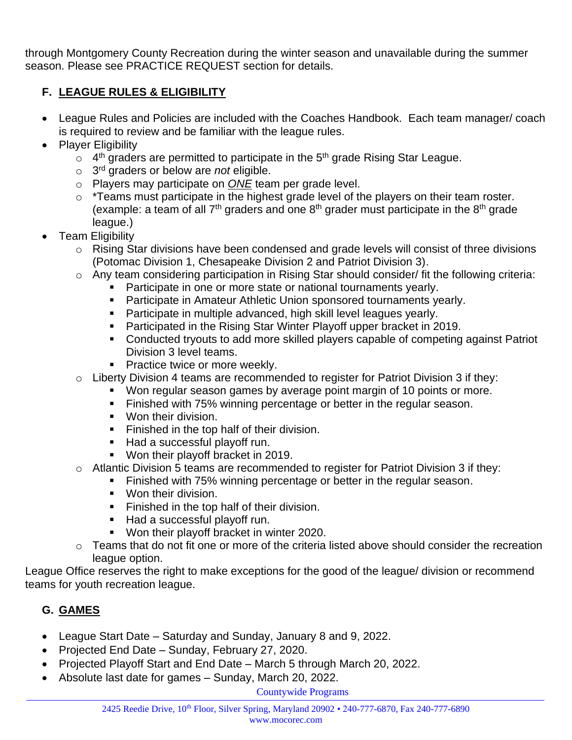through Montgomery County Recreation during the winter season and unavailable during the summer season. Please see PRACTICE REQUEST section for details.

## F. LEAGUE RULES & ELIGIBILITY

- League Rules and Policies are included with the Coaches Handbook. Each team manager/ coach is required to review and be familiar with the league rules.
- Player Eligibility
  - 4th graders are permitted to participate in the 5th grade Rising Star League.
  - 3rd graders or below are *not* eligible.
  - Players may participate on ***ONE*** team per grade level.
  - *Teams must participate in the highest grade level of the players on their team roster. (example: a team of all 7th graders and one 8th grader must participate in the 8th grade league.)
- Team Eligibility
  - Rising Star divisions have been condensed and grade levels will consist of three divisions (Potomac Division 1, Chesapeake Division 2 and Patriot Division 3).
  - Any team considering participation in Rising Star should consider/ fit the following criteria:
    - Participate in one or more state or national tournaments yearly.
    - Participate in Amateur Athletic Union sponsored tournaments yearly.
    - Participate in multiple advanced, high skill level leagues yearly.
    - Participated in the Rising Star Winter Playoff upper bracket in 2019.
    - Conducted tryouts to add more skilled players capable of competing against Patriot Division 3 level teams.
    - Practice twice or more weekly.
  - Liberty Division 4 teams are recommended to register for Patriot Division 3 if they:
    - Won regular season games by average point margin of 10 points or more.
    - Finished with 75% winning percentage or better in the regular season.
    - Won their division.
    - Finished in the top half of their division.
    - Had a successful playoff run.
    - Won their playoff bracket in 2019.
  - Atlantic Division 5 teams are recommended to register for Patriot Division 3 if they:
    - Finished with 75% winning percentage or better in the regular season.
    - Won their division.
    - Finished in the top half of their division.
    - Had a successful playoff run.
    - Won their playoff bracket in winter 2020.
  - Teams that do not fit one or more of the criteria listed above should consider the recreation league option.

League Office reserves the right to make exceptions for the good of the league/ division or recommend teams for youth recreation league.

## G. GAMES

- League Start Date – Saturday and Sunday, January 8 and 9, 2022.
- Projected End Date – Sunday, February 27, 2020.
- Projected Playoff Start and End Date – March 5 through March 20, 2022.
- Absolute last date for games – Sunday, March 20, 2022.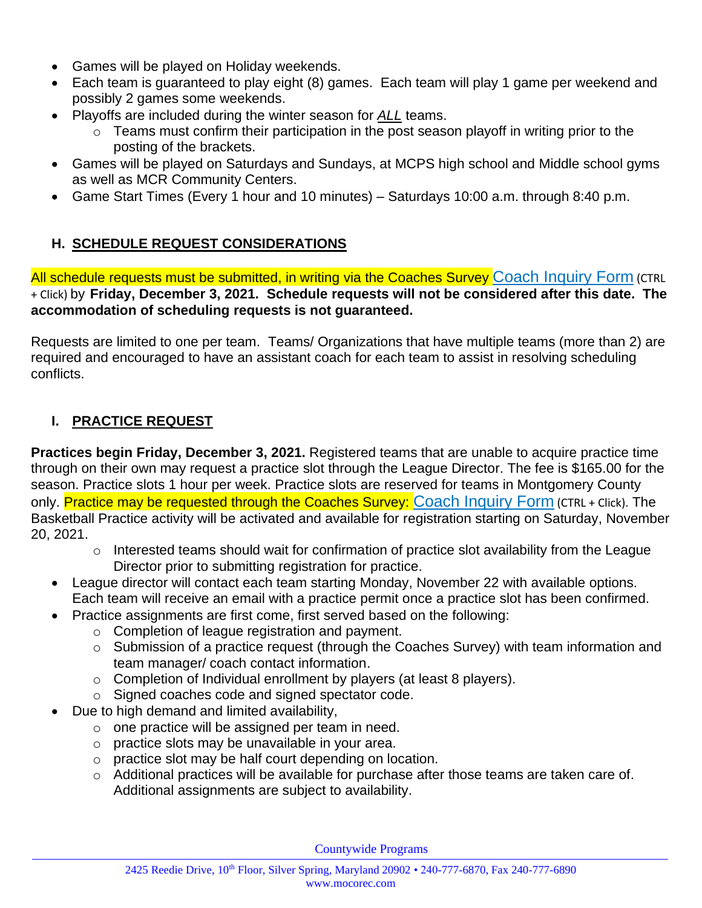- Games will be played on Holiday weekends.
- Each team is guaranteed to play eight (8) games. Each team will play 1 game per weekend and possibly 2 games some weekends.
- Playoffs are included during the winter season for ***ALL*** teams.
  - Teams must confirm their participation in the post season playoff in writing prior to the posting of the brackets.
- Games will be played on Saturdays and Sundays, at MCPS high school and Middle school gyms as well as MCR Community Centers.
- Game Start Times (Every 1 hour and 10 minutes) – Saturdays 10:00 a.m. through 8:40 p.m.

## H. SCHEDULE REQUEST CONSIDERATIONS

All schedule requests must be submitted, in writing via the Coaches Survey Coach Inquiry Form (CTRL + Click) by **Friday, December 3, 2021. Schedule requests will not be considered after this date. The accommodation of scheduling requests is not guaranteed.**

Requests are limited to one per team. Teams/ Organizations that have multiple teams (more than 2) are required and encouraged to have an assistant coach for each team to assist in resolving scheduling conflicts.

## I. PRACTICE REQUEST

**Practices begin Friday, December 3, 2021.** Registered teams that are unable to acquire practice time through on their own may request a practice slot through the League Director. The fee is $165.00 for the season. Practice slots 1 hour per week. Practice slots are reserved for teams in Montgomery County only. Practice may be requested through the Coaches Survey: Coach Inquiry Form (CTRL + Click). The Basketball Practice activity will be activated and available for registration starting on Saturday, November 20, 2021.

  - Interested teams should wait for confirmation of practice slot availability from the League Director prior to submitting registration for practice.
- League director will contact each team starting Monday, November 22 with available options. Each team will receive an email with a practice permit once a practice slot has been confirmed.
- Practice assignments are first come, first served based on the following:
  - Completion of league registration and payment.
  - Submission of a practice request (through the Coaches Survey) with team information and team manager/ coach contact information.
  - Completion of Individual enrollment by players (at least 8 players).
  - Signed coaches code and signed spectator code.
- Due to high demand and limited availability,
  - one practice will be assigned per team in need.
  - practice slots may be unavailable in your area.
  - practice slot may be half court depending on location.
  - Additional practices will be available for purchase after those teams are taken care of. Additional assignments are subject to availability.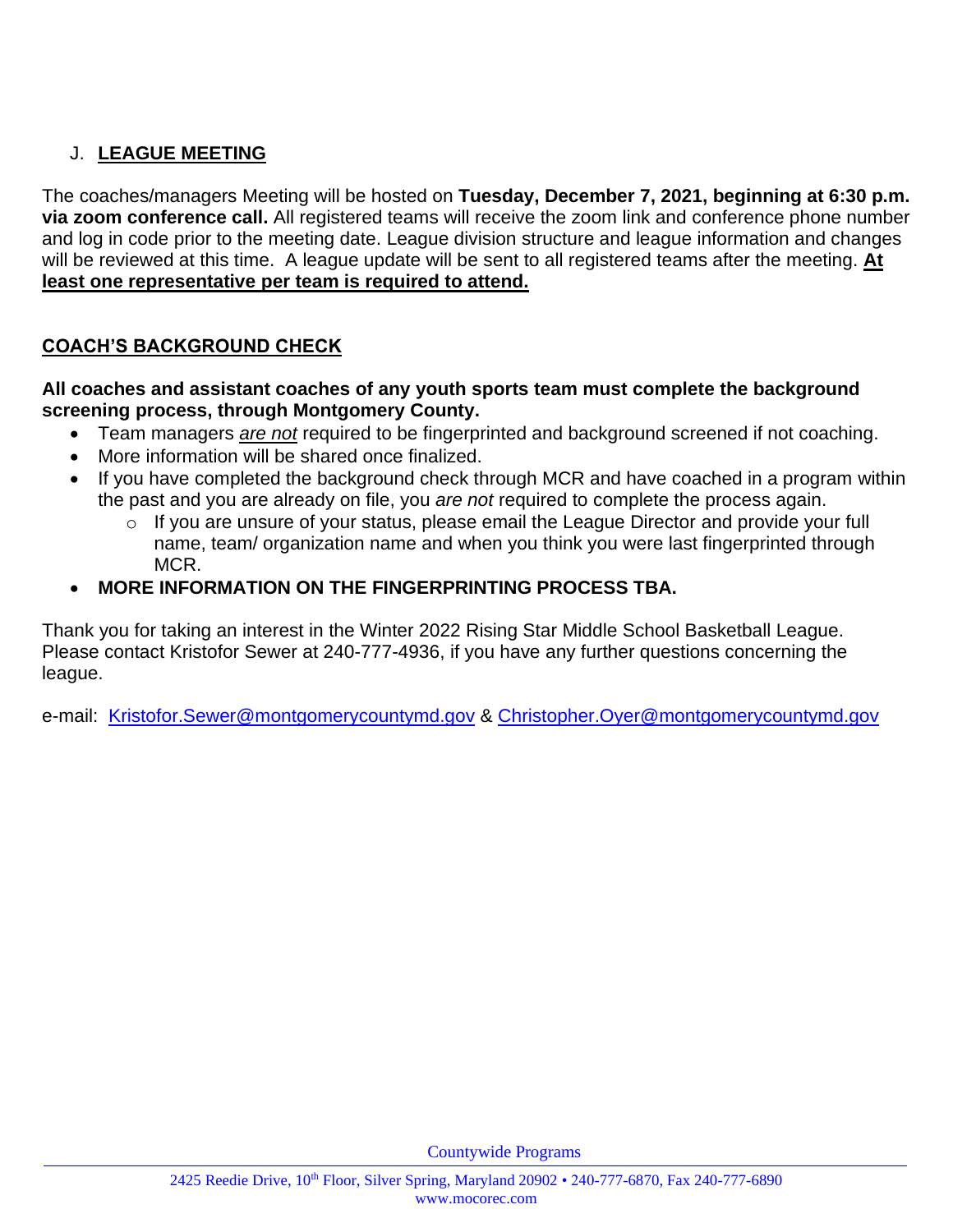## J. **LEAGUE MEETING**

The coaches/managers Meeting will be hosted on **Tuesday, December 7, 2021, beginning at 6:30 p.m. via zoom conference call.** All registered teams will receive the zoom link and conference phone number and log in code prior to the meeting date. League division structure and league information and changes will be reviewed at this time. A league update will be sent to all registered teams after the meeting. **At least one representative per team is required to attend.**

## **COACH'S BACKGROUND CHECK**

**All coaches and assistant coaches of any youth sports team must complete the background screening process, through Montgomery County.**

- Team managers *are not* required to be fingerprinted and background screened if not coaching.
- More information will be shared once finalized.
- If you have completed the background check through MCR and have coached in a program within the past and you are already on file, you *are not* required to complete the process again.
  - If you are unsure of your status, please email the League Director and provide your full name, team/ organization name and when you think you were last fingerprinted through MCR.
- **MORE INFORMATION ON THE FINGERPRINTING PROCESS TBA.**

Thank you for taking an interest in the Winter 2022 Rising Star Middle School Basketball League. Please contact Kristofor Sewer at 240-777-4936, if you have any further questions concerning the league.

e-mail: Kristofor.Sewer@montgomerycountymd.gov & Christopher.Oyer@montgomerycountymd.gov